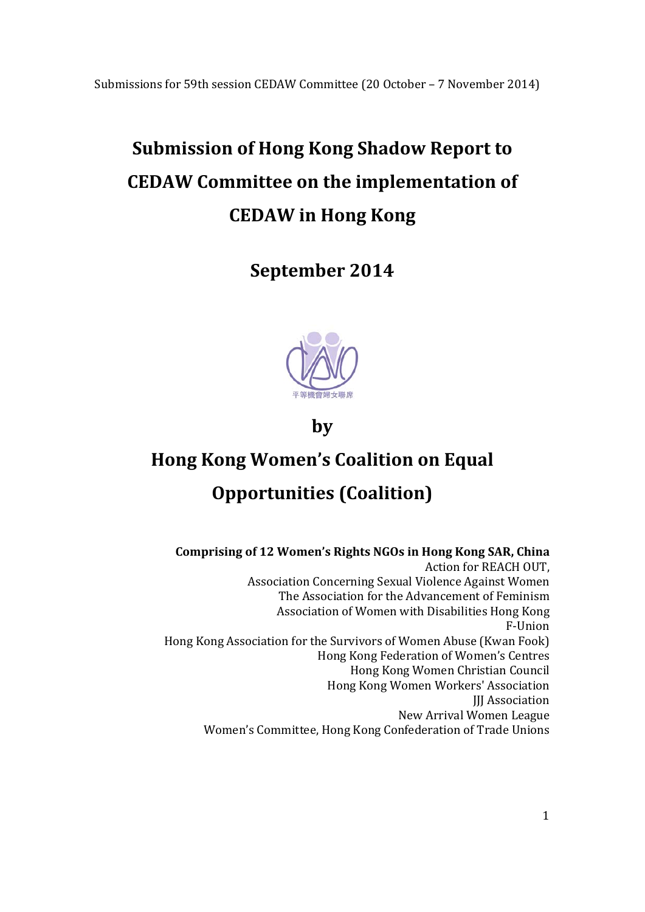Submissions for 59th session CEDAW Committee (20 October – 7 November 2014)

# Submission of Hong Kong Shadow Report to CEDAW Committee on the implementation of CEDAW in Hong Kong

## September 2014

平等機會婦女聯席

## by

# Hong Kong Women's Coalition on Equal Opportunities (Coalition)

**Comprising of 12 Women's Rights NGOs in Hong Kong SAR, China**

Action for REACH OUT,
Association Concerning Sexual Violence Against Women
The Association for the Advancement of Feminism
Association of Women with Disabilities Hong Kong
F-Union
Hong Kong Association for the Survivors of Women Abuse (Kwan Fook)
Hong Kong Federation of Women's Centres
Hong Kong Women Christian Council
Hong Kong Women Workers' Association
JJJ Association
New Arrival Women League
Women's Committee, Hong Kong Confederation of Trade Unions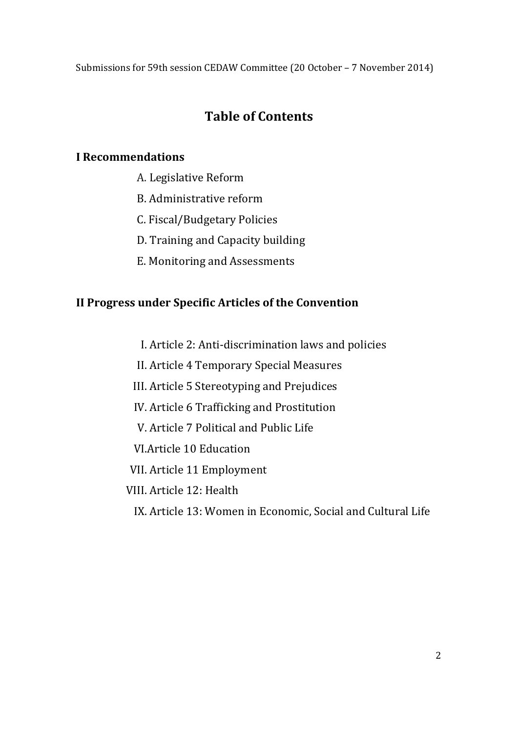Submissions for 59th session CEDAW Committee (20 October – 7 November 2014)

# Table of Contents

## I Recommendations

A. Legislative Reform

B. Administrative reform

C. Fiscal/Budgetary Policies

D. Training and Capacity building

E. Monitoring and Assessments

## II Progress under Specific Articles of the Convention

I. Article 2: Anti-discrimination laws and policies

II. Article 4 Temporary Special Measures

III. Article 5 Stereotyping and Prejudices

IV. Article 6 Trafficking and Prostitution

V. Article 7 Political and Public Life

VI. Article 10 Education

VII. Article 11 Employment

VIII. Article 12: Health

IX. Article 13: Women in Economic, Social and Cultural Life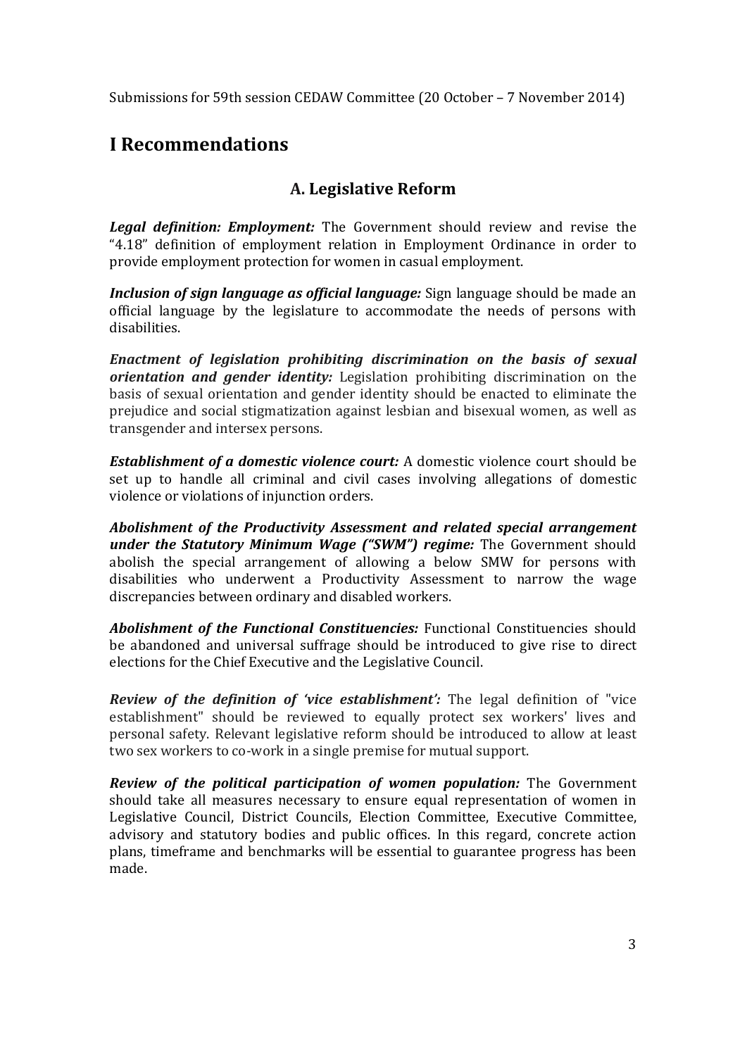Submissions for 59th session CEDAW Committee (20 October – 7 November 2014)

# I Recommendations

## A. Legislative Reform

***Legal definition: Employment:*** The Government should review and revise the "4.18" definition of employment relation in Employment Ordinance in order to provide employment protection for women in casual employment.

***Inclusion of sign language as official language:*** Sign language should be made an official language by the legislature to accommodate the needs of persons with disabilities.

***Enactment of legislation prohibiting discrimination on the basis of sexual orientation and gender identity:*** Legislation prohibiting discrimination on the basis of sexual orientation and gender identity should be enacted to eliminate the prejudice and social stigmatization against lesbian and bisexual women, as well as transgender and intersex persons.

***Establishment of a domestic violence court:*** A domestic violence court should be set up to handle all criminal and civil cases involving allegations of domestic violence or violations of injunction orders.

***Abolishment of the Productivity Assessment and related special arrangement under the Statutory Minimum Wage ("SWM") regime:*** The Government should abolish the special arrangement of allowing a below SMW for persons with disabilities who underwent a Productivity Assessment to narrow the wage discrepancies between ordinary and disabled workers.

***Abolishment of the Functional Constituencies:*** Functional Constituencies should be abandoned and universal suffrage should be introduced to give rise to direct elections for the Chief Executive and the Legislative Council.

***Review of the definition of 'vice establishment':*** The legal definition of "vice establishment" should be reviewed to equally protect sex workers' lives and personal safety. Relevant legislative reform should be introduced to allow at least two sex workers to co-work in a single premise for mutual support.

***Review of the political participation of women population:*** The Government should take all measures necessary to ensure equal representation of women in Legislative Council, District Councils, Election Committee, Executive Committee, advisory and statutory bodies and public offices. In this regard, concrete action plans, timeframe and benchmarks will be essential to guarantee progress has been made.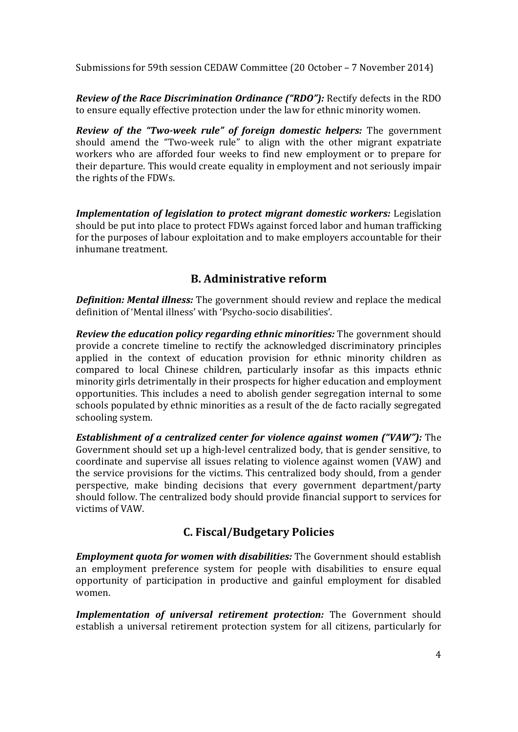***Review of the Race Discrimination Ordinance ("RDO"):*** Rectify defects in the RDO to ensure equally effective protection under the law for ethnic minority women.

***Review of the "Two-week rule" of foreign domestic helpers:*** The government should amend the "Two-week rule" to align with the other migrant expatriate workers who are afforded four weeks to find new employment or to prepare for their departure. This would create equality in employment and not seriously impair the rights of the FDWs.

***Implementation of legislation to protect migrant domestic workers:*** Legislation should be put into place to protect FDWs against forced labor and human trafficking for the purposes of labour exploitation and to make employers accountable for their inhumane treatment.

## B. Administrative reform

***Definition: Mental illness:*** The government should review and replace the medical definition of 'Mental illness' with 'Psycho-socio disabilities'.

***Review the education policy regarding ethnic minorities:*** The government should provide a concrete timeline to rectify the acknowledged discriminatory principles applied in the context of education provision for ethnic minority children as compared to local Chinese children, particularly insofar as this impacts ethnic minority girls detrimentally in their prospects for higher education and employment opportunities. This includes a need to abolish gender segregation internal to some schools populated by ethnic minorities as a result of the de facto racially segregated schooling system.

***Establishment of a centralized center for violence against women ("VAW"):*** The Government should set up a high-level centralized body, that is gender sensitive, to coordinate and supervise all issues relating to violence against women (VAW) and the service provisions for the victims. This centralized body should, from a gender perspective, make binding decisions that every government department/party should follow. The centralized body should provide financial support to services for victims of VAW.

## C. Fiscal/Budgetary Policies

***Employment quota for women with disabilities:*** The Government should establish an employment preference system for people with disabilities to ensure equal opportunity of participation in productive and gainful employment for disabled women.

***Implementation of universal retirement protection:*** The Government should establish a universal retirement protection system for all citizens, particularly for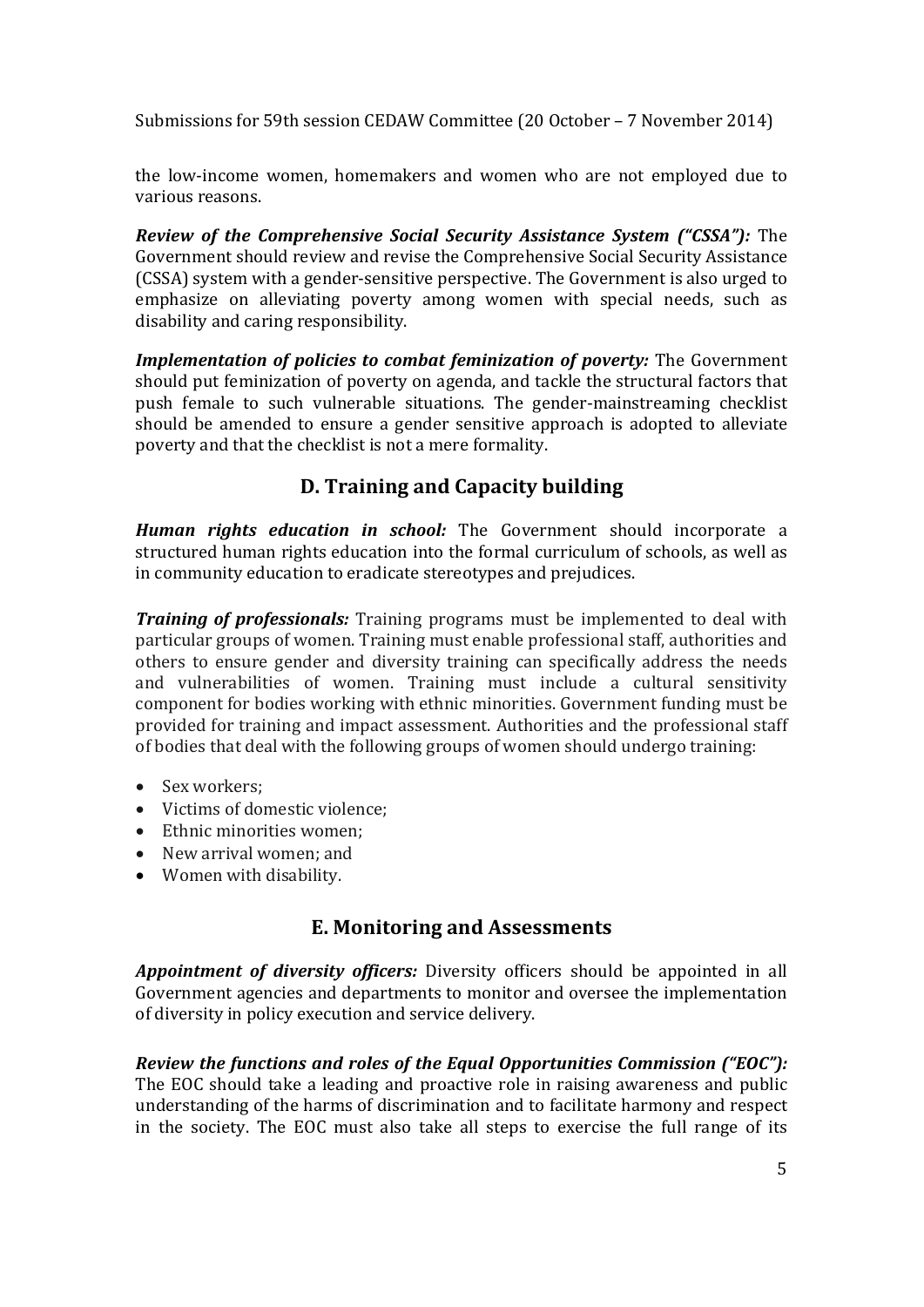the low-income women, homemakers and women who are not employed due to various reasons.

***Review of the Comprehensive Social Security Assistance System ("CSSA"):*** The Government should review and revise the Comprehensive Social Security Assistance (CSSA) system with a gender-sensitive perspective. The Government is also urged to emphasize on alleviating poverty among women with special needs, such as disability and caring responsibility.

***Implementation of policies to combat feminization of poverty:*** The Government should put feminization of poverty on agenda, and tackle the structural factors that push female to such vulnerable situations. The gender-mainstreaming checklist should be amended to ensure a gender sensitive approach is adopted to alleviate poverty and that the checklist is not a mere formality.

## D. Training and Capacity building

***Human rights education in school:*** The Government should incorporate a structured human rights education into the formal curriculum of schools, as well as in community education to eradicate stereotypes and prejudices.

***Training of professionals:*** Training programs must be implemented to deal with particular groups of women. Training must enable professional staff, authorities and others to ensure gender and diversity training can specifically address the needs and vulnerabilities of women. Training must include a cultural sensitivity component for bodies working with ethnic minorities. Government funding must be provided for training and impact assessment. Authorities and the professional staff of bodies that deal with the following groups of women should undergo training:

- Sex workers;
- Victims of domestic violence;
- Ethnic minorities women;
- New arrival women; and
- Women with disability.

## E. Monitoring and Assessments

***Appointment of diversity officers:*** Diversity officers should be appointed in all Government agencies and departments to monitor and oversee the implementation of diversity in policy execution and service delivery.

***Review the functions and roles of the Equal Opportunities Commission ("EOC"):*** The EOC should take a leading and proactive role in raising awareness and public understanding of the harms of discrimination and to facilitate harmony and respect in the society. The EOC must also take all steps to exercise the full range of its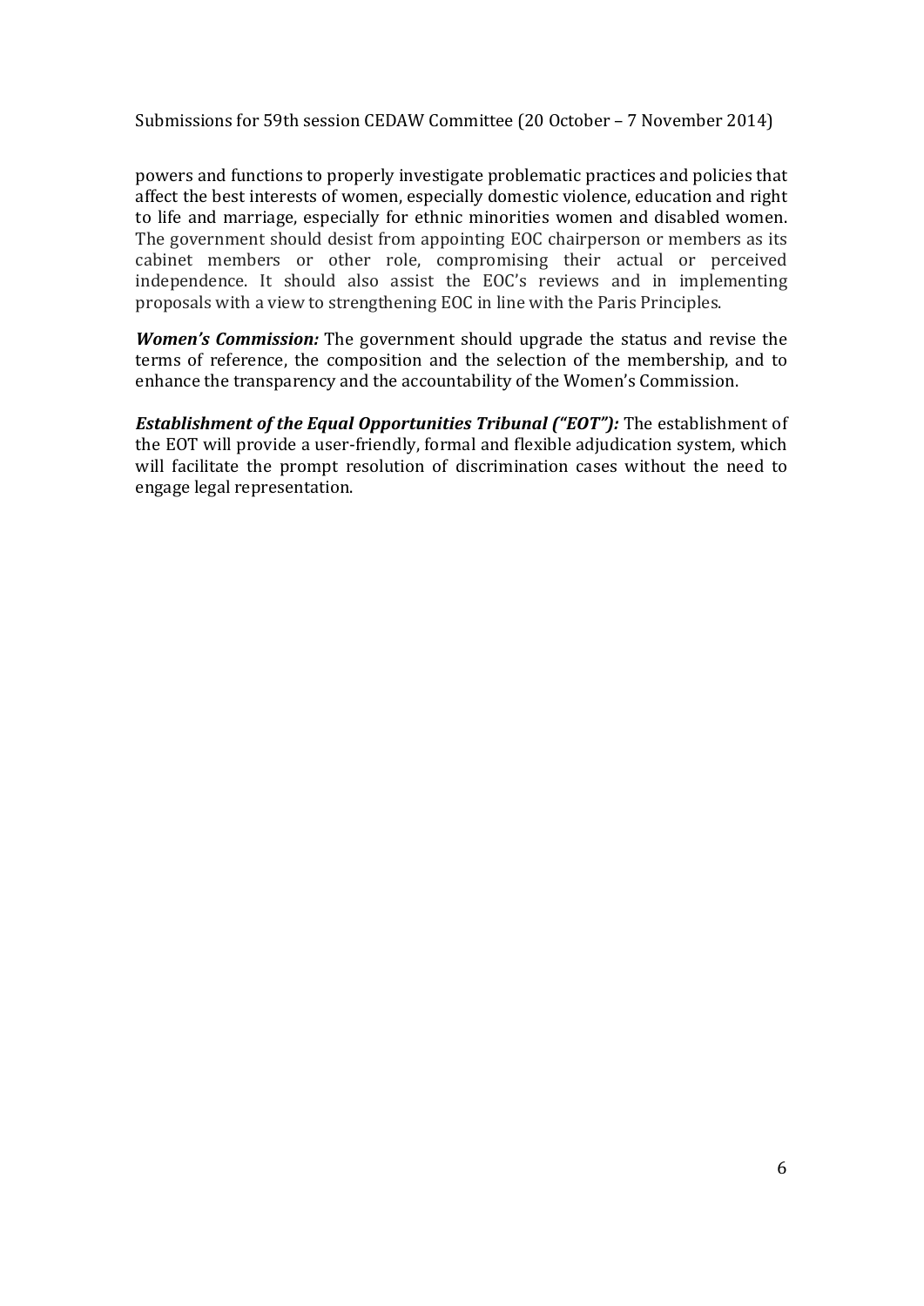powers and functions to properly investigate problematic practices and policies that affect the best interests of women, especially domestic violence, education and right to life and marriage, especially for ethnic minorities women and disabled women. The government should desist from appointing EOC chairperson or members as its cabinet members or other role, compromising their actual or perceived independence. It should also assist the EOC's reviews and in implementing proposals with a view to strengthening EOC in line with the Paris Principles.

***Women's Commission:*** The government should upgrade the status and revise the terms of reference, the composition and the selection of the membership, and to enhance the transparency and the accountability of the Women's Commission.

***Establishment of the Equal Opportunities Tribunal ("EOT"):*** The establishment of the EOT will provide a user-friendly, formal and flexible adjudication system, which will facilitate the prompt resolution of discrimination cases without the need to engage legal representation.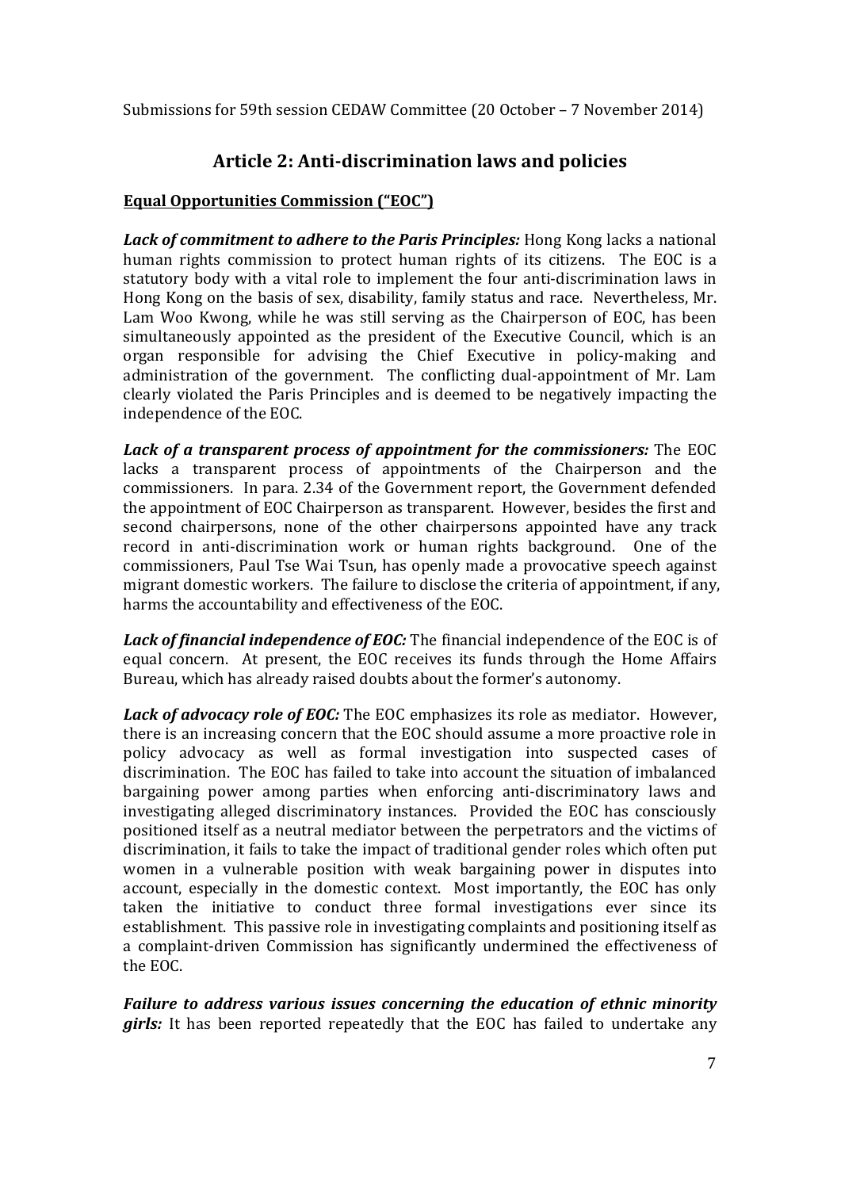Submissions for 59th session CEDAW Committee (20 October – 7 November 2014)

## Article 2: Anti-discrimination laws and policies

**Equal Opportunities Commission ("EOC")**

***Lack of commitment to adhere to the Paris Principles:*** Hong Kong lacks a national human rights commission to protect human rights of its citizens. The EOC is a statutory body with a vital role to implement the four anti-discrimination laws in Hong Kong on the basis of sex, disability, family status and race. Nevertheless, Mr. Lam Woo Kwong, while he was still serving as the Chairperson of EOC, has been simultaneously appointed as the president of the Executive Council, which is an organ responsible for advising the Chief Executive in policy-making and administration of the government. The conflicting dual-appointment of Mr. Lam clearly violated the Paris Principles and is deemed to be negatively impacting the independence of the EOC.

***Lack of a transparent process of appointment for the commissioners:*** The EOC lacks a transparent process of appointments of the Chairperson and the commissioners. In para. 2.34 of the Government report, the Government defended the appointment of EOC Chairperson as transparent. However, besides the first and second chairpersons, none of the other chairpersons appointed have any track record in anti-discrimination work or human rights background. One of the commissioners, Paul Tse Wai Tsun, has openly made a provocative speech against migrant domestic workers. The failure to disclose the criteria of appointment, if any, harms the accountability and effectiveness of the EOC.

***Lack of financial independence of EOC:*** The financial independence of the EOC is of equal concern. At present, the EOC receives its funds through the Home Affairs Bureau, which has already raised doubts about the former's autonomy.

***Lack of advocacy role of EOC:*** The EOC emphasizes its role as mediator. However, there is an increasing concern that the EOC should assume a more proactive role in policy advocacy as well as formal investigation into suspected cases of discrimination. The EOC has failed to take into account the situation of imbalanced bargaining power among parties when enforcing anti-discriminatory laws and investigating alleged discriminatory instances. Provided the EOC has consciously positioned itself as a neutral mediator between the perpetrators and the victims of discrimination, it fails to take the impact of traditional gender roles which often put women in a vulnerable position with weak bargaining power in disputes into account, especially in the domestic context. Most importantly, the EOC has only taken the initiative to conduct three formal investigations ever since its establishment. This passive role in investigating complaints and positioning itself as a complaint-driven Commission has significantly undermined the effectiveness of the EOC.

***Failure to address various issues concerning the education of ethnic minority girls:*** It has been reported repeatedly that the EOC has failed to undertake any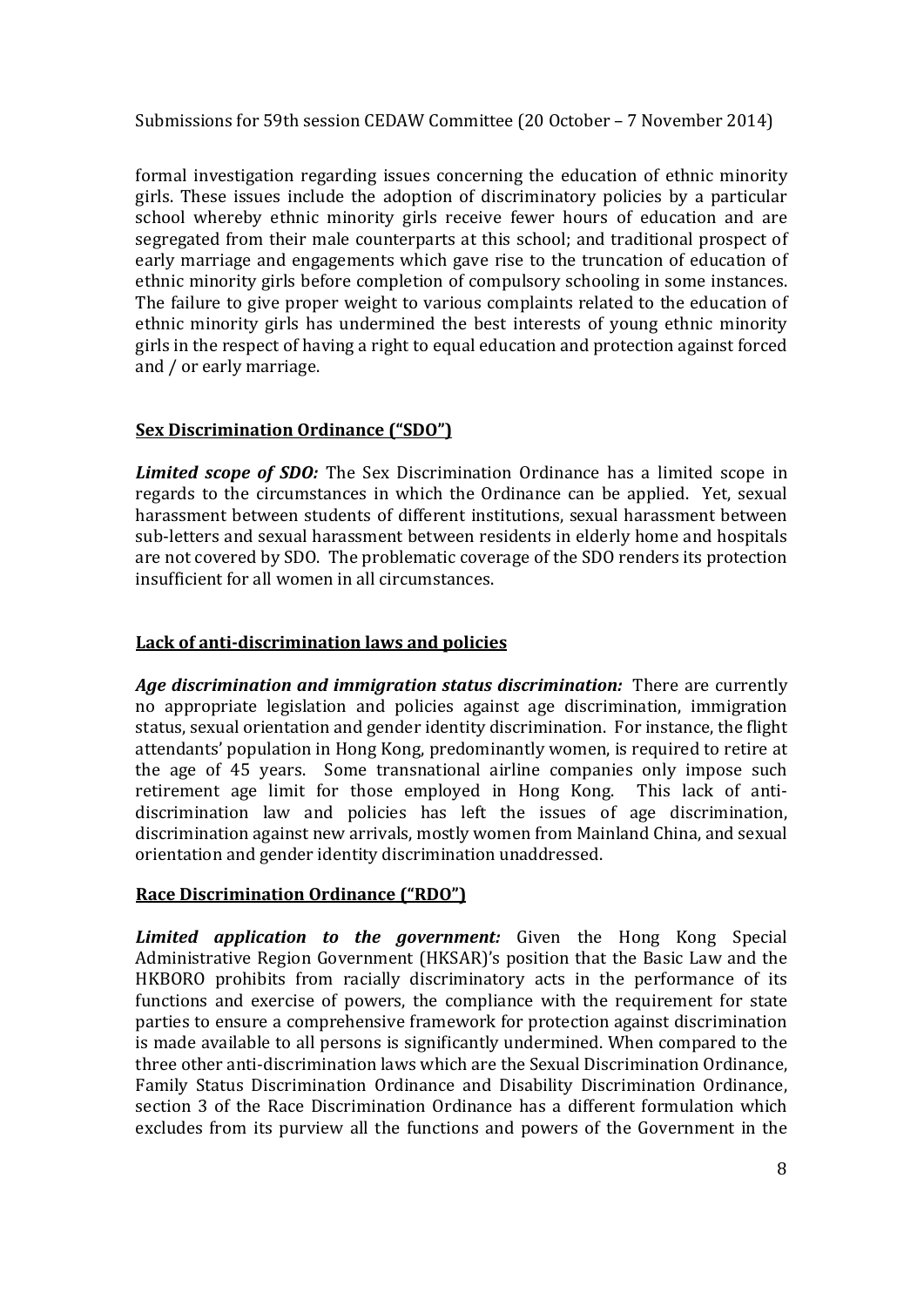formal investigation regarding issues concerning the education of ethnic minority girls. These issues include the adoption of discriminatory policies by a particular school whereby ethnic minority girls receive fewer hours of education and are segregated from their male counterparts at this school; and traditional prospect of early marriage and engagements which gave rise to the truncation of education of ethnic minority girls before completion of compulsory schooling in some instances. The failure to give proper weight to various complaints related to the education of ethnic minority girls has undermined the best interests of young ethnic minority girls in the respect of having a right to equal education and protection against forced and / or early marriage.

## Sex Discrimination Ordinance ("SDO")

***Limited scope of SDO:*** The Sex Discrimination Ordinance has a limited scope in regards to the circumstances in which the Ordinance can be applied. Yet, sexual harassment between students of different institutions, sexual harassment between sub-letters and sexual harassment between residents in elderly home and hospitals are not covered by SDO. The problematic coverage of the SDO renders its protection insufficient for all women in all circumstances.

## Lack of anti-discrimination laws and policies

***Age discrimination and immigration status discrimination:*** There are currently no appropriate legislation and policies against age discrimination, immigration status, sexual orientation and gender identity discrimination. For instance, the flight attendants' population in Hong Kong, predominantly women, is required to retire at the age of 45 years. Some transnational airline companies only impose such retirement age limit for those employed in Hong Kong. This lack of anti-discrimination law and policies has left the issues of age discrimination, discrimination against new arrivals, mostly women from Mainland China, and sexual orientation and gender identity discrimination unaddressed.

## Race Discrimination Ordinance ("RDO")

***Limited application to the government:*** Given the Hong Kong Special Administrative Region Government (HKSAR)'s position that the Basic Law and the HKBORO prohibits from racially discriminatory acts in the performance of its functions and exercise of powers, the compliance with the requirement for state parties to ensure a comprehensive framework for protection against discrimination is made available to all persons is significantly undermined. When compared to the three other anti-discrimination laws which are the Sexual Discrimination Ordinance, Family Status Discrimination Ordinance and Disability Discrimination Ordinance, section 3 of the Race Discrimination Ordinance has a different formulation which excludes from its purview all the functions and powers of the Government in the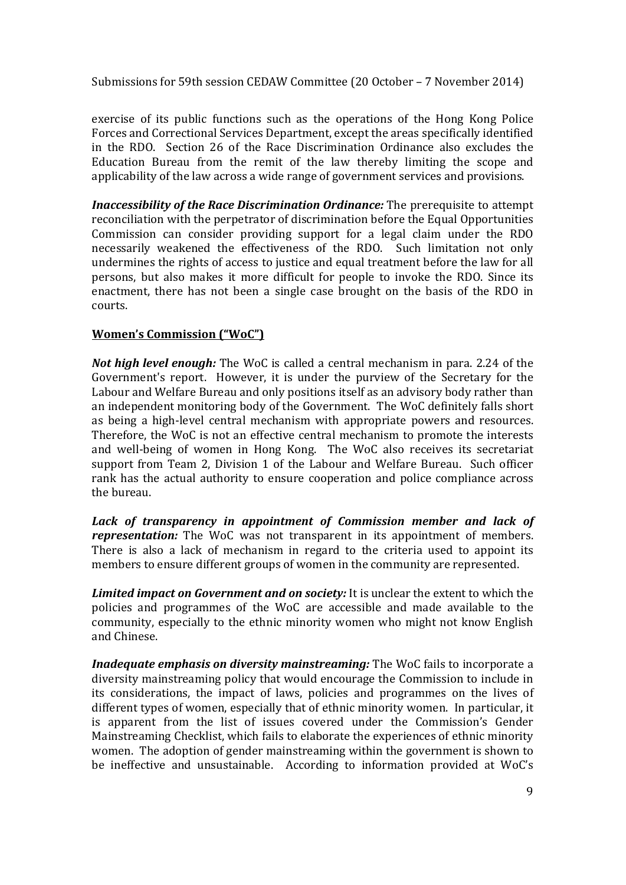exercise of its public functions such as the operations of the Hong Kong Police Forces and Correctional Services Department, except the areas specifically identified in the RDO. Section 26 of the Race Discrimination Ordinance also excludes the Education Bureau from the remit of the law thereby limiting the scope and applicability of the law across a wide range of government services and provisions.

***Inaccessibility of the Race Discrimination Ordinance:*** The prerequisite to attempt reconciliation with the perpetrator of discrimination before the Equal Opportunities Commission can consider providing support for a legal claim under the RDO necessarily weakened the effectiveness of the RDO. Such limitation not only undermines the rights of access to justice and equal treatment before the law for all persons, but also makes it more difficult for people to invoke the RDO. Since its enactment, there has not been a single case brought on the basis of the RDO in courts.

**<u>Women's Commission ("WoC")</u>**

***Not high level enough:*** The WoC is called a central mechanism in para. 2.24 of the Government's report. However, it is under the purview of the Secretary for the Labour and Welfare Bureau and only positions itself as an advisory body rather than an independent monitoring body of the Government. The WoC definitely falls short as being a high-level central mechanism with appropriate powers and resources. Therefore, the WoC is not an effective central mechanism to promote the interests and well-being of women in Hong Kong. The WoC also receives its secretariat support from Team 2, Division 1 of the Labour and Welfare Bureau. Such officer rank has the actual authority to ensure cooperation and police compliance across the bureau.

***Lack of transparency in appointment of Commission member and lack of representation:*** The WoC was not transparent in its appointment of members. There is also a lack of mechanism in regard to the criteria used to appoint its members to ensure different groups of women in the community are represented.

***Limited impact on Government and on society:*** It is unclear the extent to which the policies and programmes of the WoC are accessible and made available to the community, especially to the ethnic minority women who might not know English and Chinese.

***Inadequate emphasis on diversity mainstreaming:*** The WoC fails to incorporate a diversity mainstreaming policy that would encourage the Commission to include in its considerations, the impact of laws, policies and programmes on the lives of different types of women, especially that of ethnic minority women. In particular, it is apparent from the list of issues covered under the Commission's Gender Mainstreaming Checklist, which fails to elaborate the experiences of ethnic minority women. The adoption of gender mainstreaming within the government is shown to be ineffective and unsustainable. According to information provided at WoC's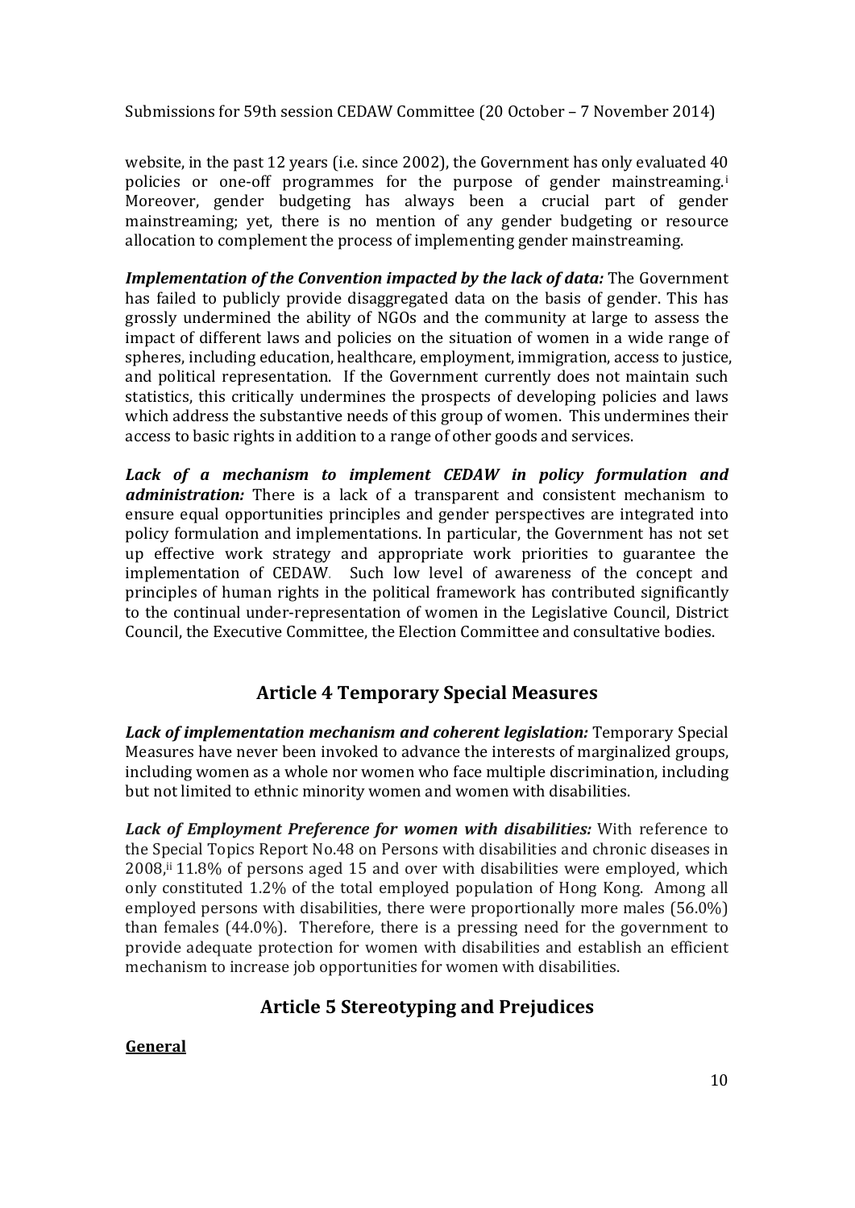website, in the past 12 years (i.e. since 2002), the Government has only evaluated 40 policies or one-off programmes for the purpose of gender mainstreaming.[i] Moreover, gender budgeting has always been a crucial part of gender mainstreaming; yet, there is no mention of any gender budgeting or resource allocation to complement the process of implementing gender mainstreaming.

***Implementation of the Convention impacted by the lack of data:*** The Government has failed to publicly provide disaggregated data on the basis of gender. This has grossly undermined the ability of NGOs and the community at large to assess the impact of different laws and policies on the situation of women in a wide range of spheres, including education, healthcare, employment, immigration, access to justice, and political representation. If the Government currently does not maintain such statistics, this critically undermines the prospects of developing policies and laws which address the substantive needs of this group of women. This undermines their access to basic rights in addition to a range of other goods and services.

***Lack of a mechanism to implement CEDAW in policy formulation and administration:*** There is a lack of a transparent and consistent mechanism to ensure equal opportunities principles and gender perspectives are integrated into policy formulation and implementations. In particular, the Government has not set up effective work strategy and appropriate work priorities to guarantee the implementation of CEDAW. Such low level of awareness of the concept and principles of human rights in the political framework has contributed significantly to the continual under-representation of women in the Legislative Council, District Council, the Executive Committee, the Election Committee and consultative bodies.

## Article 4 Temporary Special Measures

***Lack of implementation mechanism and coherent legislation:*** Temporary Special Measures have never been invoked to advance the interests of marginalized groups, including women as a whole nor women who face multiple discrimination, including but not limited to ethnic minority women and women with disabilities.

***Lack of Employment Preference for women with disabilities:*** With reference to the Special Topics Report No.48 on Persons with disabilities and chronic diseases in 2008,[ii] 11.8% of persons aged 15 and over with disabilities were employed, which only constituted 1.2% of the total employed population of Hong Kong. Among all employed persons with disabilities, there were proportionally more males (56.0%) than females (44.0%). Therefore, there is a pressing need for the government to provide adequate protection for women with disabilities and establish an efficient mechanism to increase job opportunities for women with disabilities.

## Article 5 Stereotyping and Prejudices

**General**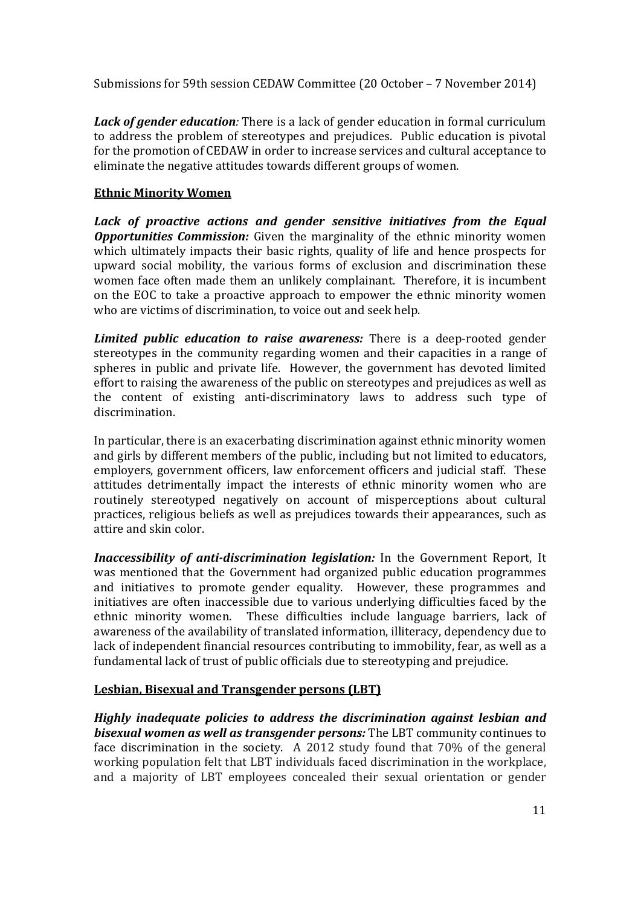***Lack of gender education**:* There is a lack of gender education in formal curriculum to address the problem of stereotypes and prejudices. Public education is pivotal for the promotion of CEDAW in order to increase services and cultural acceptance to eliminate the negative attitudes towards different groups of women.

**Ethnic Minority Women**

***Lack of proactive actions and gender sensitive initiatives from the Equal Opportunities Commission:*** Given the marginality of the ethnic minority women which ultimately impacts their basic rights, quality of life and hence prospects for upward social mobility, the various forms of exclusion and discrimination these women face often made them an unlikely complainant. Therefore, it is incumbent on the EOC to take a proactive approach to empower the ethnic minority women who are victims of discrimination, to voice out and seek help.

***Limited public education to raise awareness:*** There is a deep-rooted gender stereotypes in the community regarding women and their capacities in a range of spheres in public and private life. However, the government has devoted limited effort to raising the awareness of the public on stereotypes and prejudices as well as the content of existing anti-discriminatory laws to address such type of discrimination.

In particular, there is an exacerbating discrimination against ethnic minority women and girls by different members of the public, including but not limited to educators, employers, government officers, law enforcement officers and judicial staff. These attitudes detrimentally impact the interests of ethnic minority women who are routinely stereotyped negatively on account of misperceptions about cultural practices, religious beliefs as well as prejudices towards their appearances, such as attire and skin color.

***Inaccessibility of anti-discrimination legislation:*** In the Government Report, It was mentioned that the Government had organized public education programmes and initiatives to promote gender equality. However, these programmes and initiatives are often inaccessible due to various underlying difficulties faced by the ethnic minority women. These difficulties include language barriers, lack of awareness of the availability of translated information, illiteracy, dependency due to lack of independent financial resources contributing to immobility, fear, as well as a fundamental lack of trust of public officials due to stereotyping and prejudice.

**Lesbian, Bisexual and Transgender persons (LBT)**

***Highly inadequate policies to address the discrimination against lesbian and bisexual women as well as transgender persons:*** The LBT community continues to face discrimination in the society. A 2012 study found that 70% of the general working population felt that LBT individuals faced discrimination in the workplace, and a majority of LBT employees concealed their sexual orientation or gender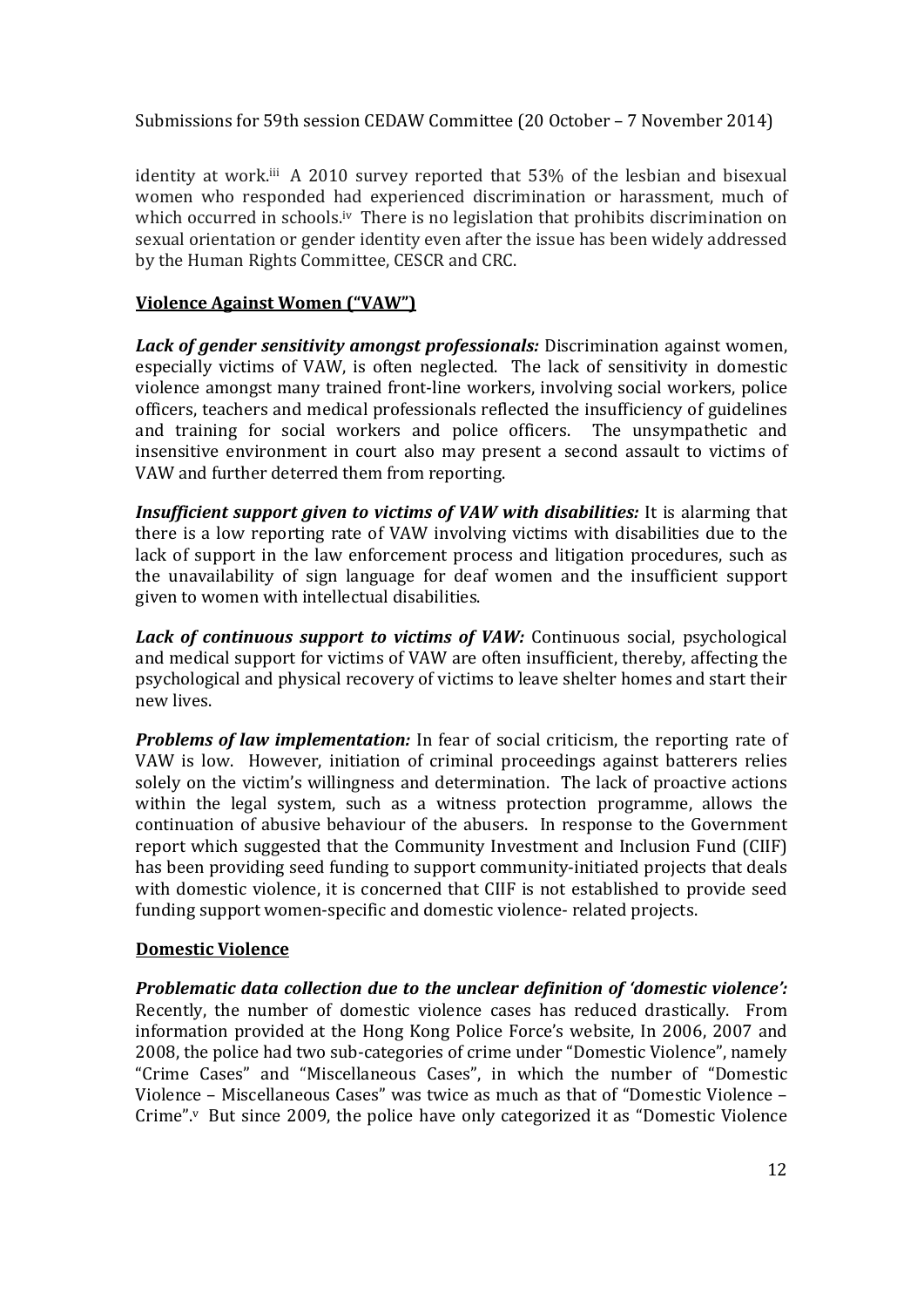identity at work.[iii] A 2010 survey reported that 53% of the lesbian and bisexual women who responded had experienced discrimination or harassment, much of which occurred in schools.[iv] There is no legislation that prohibits discrimination on sexual orientation or gender identity even after the issue has been widely addressed by the Human Rights Committee, CESCR and CRC.

## Violence Against Women ("VAW")

***Lack of gender sensitivity amongst professionals:*** Discrimination against women, especially victims of VAW, is often neglected. The lack of sensitivity in domestic violence amongst many trained front-line workers, involving social workers, police officers, teachers and medical professionals reflected the insufficiency of guidelines and training for social workers and police officers. The unsympathetic and insensitive environment in court also may present a second assault to victims of VAW and further deterred them from reporting.

***Insufficient support given to victims of VAW with disabilities:*** It is alarming that there is a low reporting rate of VAW involving victims with disabilities due to the lack of support in the law enforcement process and litigation procedures, such as the unavailability of sign language for deaf women and the insufficient support given to women with intellectual disabilities.

***Lack of continuous support to victims of VAW:*** Continuous social, psychological and medical support for victims of VAW are often insufficient, thereby, affecting the psychological and physical recovery of victims to leave shelter homes and start their new lives.

***Problems of law implementation:*** In fear of social criticism, the reporting rate of VAW is low. However, initiation of criminal proceedings against batterers relies solely on the victim's willingness and determination. The lack of proactive actions within the legal system, such as a witness protection programme, allows the continuation of abusive behaviour of the abusers. In response to the Government report which suggested that the Community Investment and Inclusion Fund (CIIF) has been providing seed funding to support community-initiated projects that deals with domestic violence, it is concerned that CIIF is not established to provide seed funding support women-specific and domestic violence- related projects.

## Domestic Violence

***Problematic data collection due to the unclear definition of 'domestic violence':*** Recently, the number of domestic violence cases has reduced drastically. From information provided at the Hong Kong Police Force's website, In 2006, 2007 and 2008, the police had two sub-categories of crime under "Domestic Violence", namely "Crime Cases" and "Miscellaneous Cases", in which the number of "Domestic Violence – Miscellaneous Cases" was twice as much as that of "Domestic Violence – Crime".[v] But since 2009, the police have only categorized it as "Domestic Violence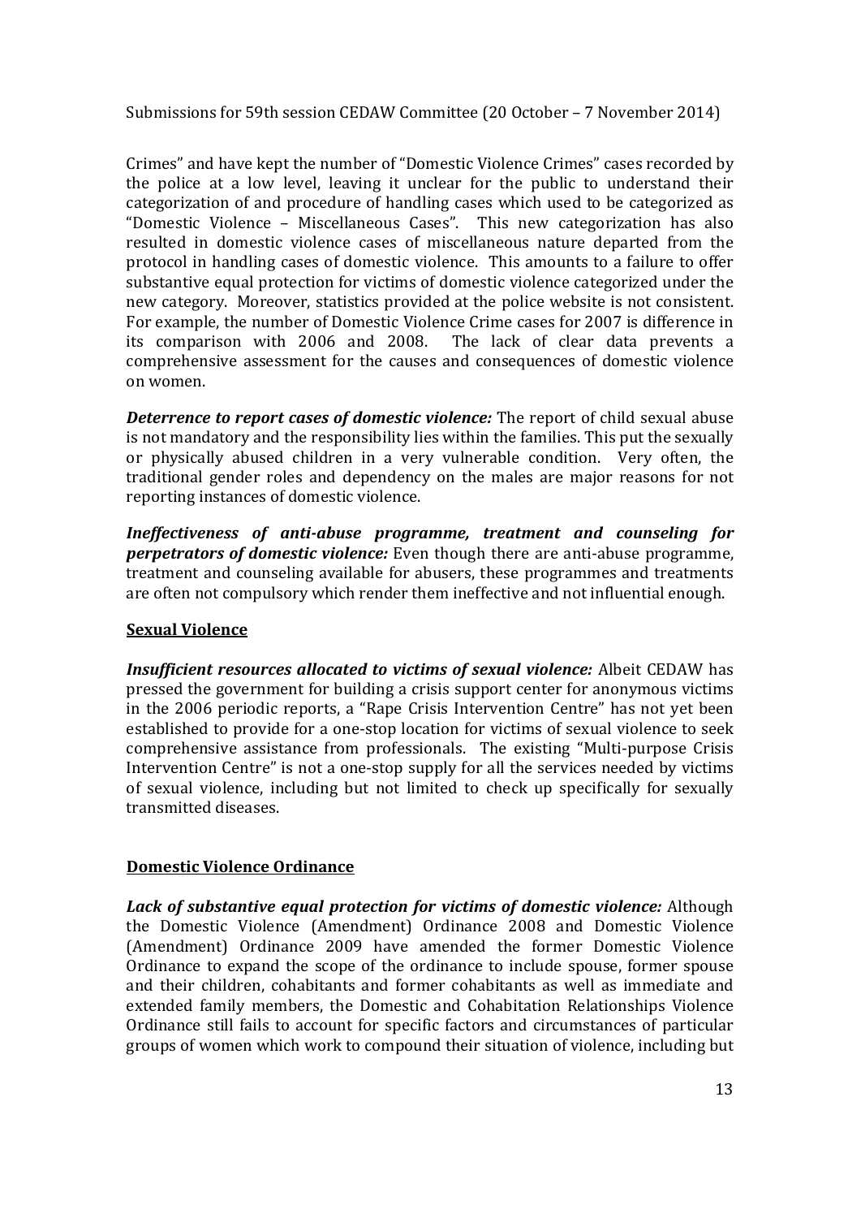Crimes" and have kept the number of "Domestic Violence Crimes" cases recorded by the police at a low level, leaving it unclear for the public to understand their categorization of and procedure of handling cases which used to be categorized as "Domestic Violence – Miscellaneous Cases". This new categorization has also resulted in domestic violence cases of miscellaneous nature departed from the protocol in handling cases of domestic violence. This amounts to a failure to offer substantive equal protection for victims of domestic violence categorized under the new category. Moreover, statistics provided at the police website is not consistent. For example, the number of Domestic Violence Crime cases for 2007 is difference in its comparison with 2006 and 2008. The lack of clear data prevents a comprehensive assessment for the causes and consequences of domestic violence on women.

***Deterrence to report cases of domestic violence:*** The report of child sexual abuse is not mandatory and the responsibility lies within the families. This put the sexually or physically abused children in a very vulnerable condition. Very often, the traditional gender roles and dependency on the males are major reasons for not reporting instances of domestic violence.

***Ineffectiveness of anti-abuse programme, treatment and counseling for perpetrators of domestic violence:*** Even though there are anti-abuse programme, treatment and counseling available for abusers, these programmes and treatments are often not compulsory which render them ineffective and not influential enough.

## Sexual Violence

***Insufficient resources allocated to victims of sexual violence:*** Albeit CEDAW has pressed the government for building a crisis support center for anonymous victims in the 2006 periodic reports, a "Rape Crisis Intervention Centre" has not yet been established to provide for a one-stop location for victims of sexual violence to seek comprehensive assistance from professionals. The existing "Multi-purpose Crisis Intervention Centre" is not a one-stop supply for all the services needed by victims of sexual violence, including but not limited to check up specifically for sexually transmitted diseases.

## Domestic Violence Ordinance

***Lack of substantive equal protection for victims of domestic violence:*** Although the Domestic Violence (Amendment) Ordinance 2008 and Domestic Violence (Amendment) Ordinance 2009 have amended the former Domestic Violence Ordinance to expand the scope of the ordinance to include spouse, former spouse and their children, cohabitants and former cohabitants as well as immediate and extended family members, the Domestic and Cohabitation Relationships Violence Ordinance still fails to account for specific factors and circumstances of particular groups of women which work to compound their situation of violence, including but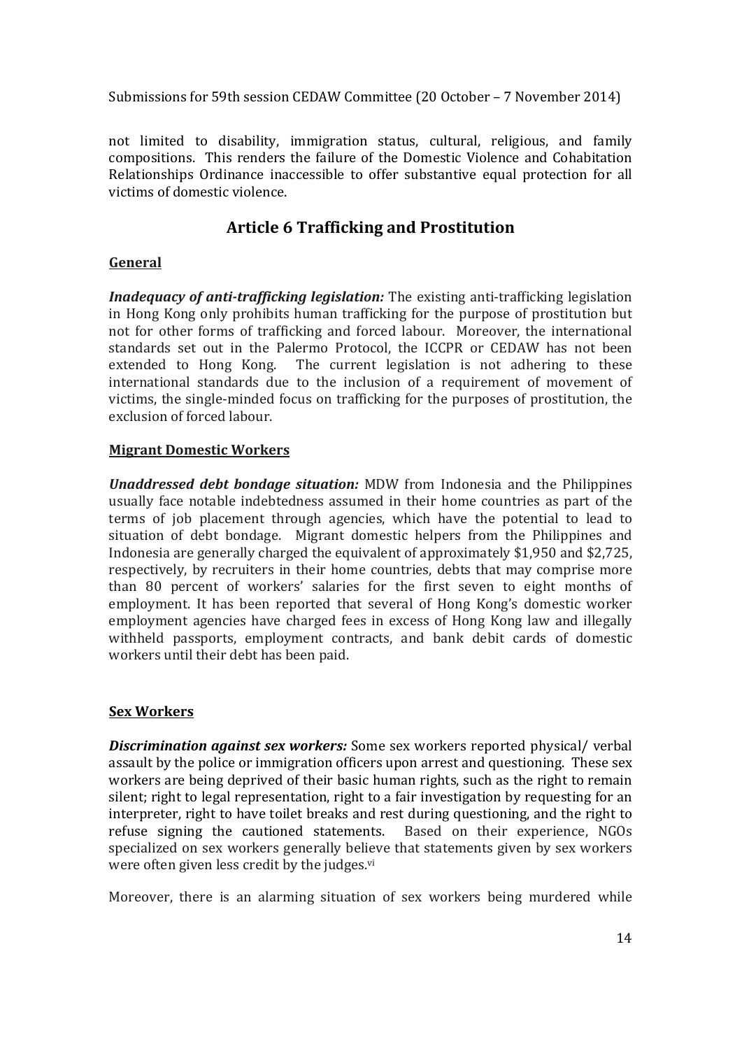not limited to disability, immigration status, cultural, religious, and family compositions. This renders the failure of the Domestic Violence and Cohabitation Relationships Ordinance inaccessible to offer substantive equal protection for all victims of domestic violence.

## Article 6 Trafficking and Prostitution

**General**

***Inadequacy of anti-trafficking legislation:*** The existing anti-trafficking legislation in Hong Kong only prohibits human trafficking for the purpose of prostitution but not for other forms of trafficking and forced labour. Moreover, the international standards set out in the Palermo Protocol, the ICCPR or CEDAW has not been extended to Hong Kong. The current legislation is not adhering to these international standards due to the inclusion of a requirement of movement of victims, the single-minded focus on trafficking for the purposes of prostitution, the exclusion of forced labour.

**Migrant Domestic Workers**

***Unaddressed debt bondage situation:*** MDW from Indonesia and the Philippines usually face notable indebtedness assumed in their home countries as part of the terms of job placement through agencies, which have the potential to lead to situation of debt bondage. Migrant domestic helpers from the Philippines and Indonesia are generally charged the equivalent of approximately $1,950 and $2,725, respectively, by recruiters in their home countries, debts that may comprise more than 80 percent of workers' salaries for the first seven to eight months of employment. It has been reported that several of Hong Kong's domestic worker employment agencies have charged fees in excess of Hong Kong law and illegally withheld passports, employment contracts, and bank debit cards of domestic workers until their debt has been paid.

**Sex Workers**

***Discrimination against sex workers:*** Some sex workers reported physical/ verbal assault by the police or immigration officers upon arrest and questioning. These sex workers are being deprived of their basic human rights, such as the right to remain silent; right to legal representation, right to a fair investigation by requesting for an interpreter, right to have toilet breaks and rest during questioning, and the right to refuse signing the cautioned statements. Based on their experience, NGOs specialized on sex workers generally believe that statements given by sex workers were often given less credit by the judges.[vi]

Moreover, there is an alarming situation of sex workers being murdered while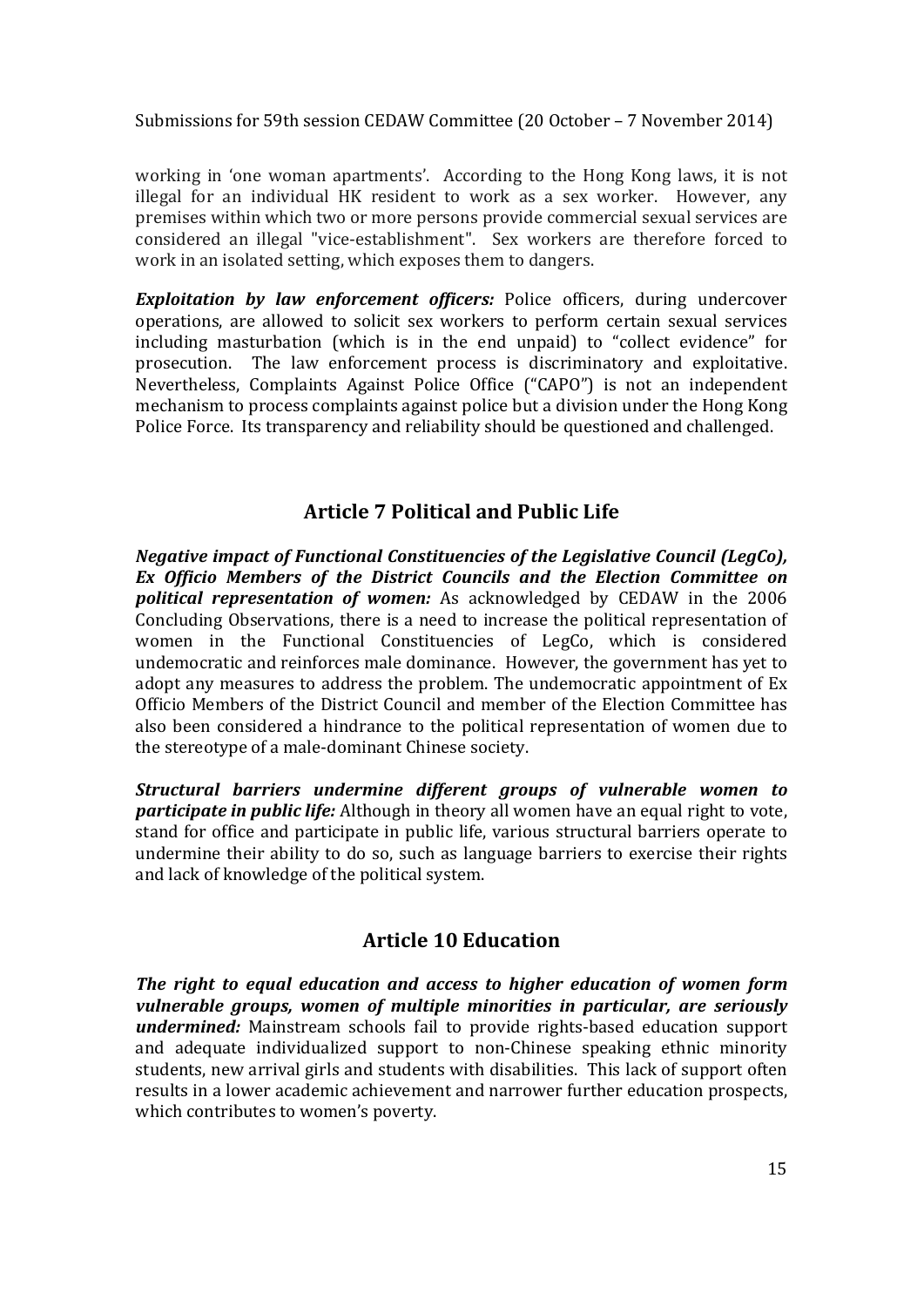working in 'one woman apartments'. According to the Hong Kong laws, it is not illegal for an individual HK resident to work as a sex worker. However, any premises within which two or more persons provide commercial sexual services are considered an illegal "vice-establishment". Sex workers are therefore forced to work in an isolated setting, which exposes them to dangers.

***Exploitation by law enforcement officers:*** Police officers, during undercover operations, are allowed to solicit sex workers to perform certain sexual services including masturbation (which is in the end unpaid) to "collect evidence" for prosecution. The law enforcement process is discriminatory and exploitative. Nevertheless, Complaints Against Police Office ("CAPO") is not an independent mechanism to process complaints against police but a division under the Hong Kong Police Force. Its transparency and reliability should be questioned and challenged.

## Article 7 Political and Public Life

***Negative impact of Functional Constituencies of the Legislative Council (LegCo), Ex Officio Members of the District Councils and the Election Committee on political representation of women:*** As acknowledged by CEDAW in the 2006 Concluding Observations, there is a need to increase the political representation of women in the Functional Constituencies of LegCo, which is considered undemocratic and reinforces male dominance. However, the government has yet to adopt any measures to address the problem. The undemocratic appointment of Ex Officio Members of the District Council and member of the Election Committee has also been considered a hindrance to the political representation of women due to the stereotype of a male-dominant Chinese society.

***Structural barriers undermine different groups of vulnerable women to participate in public life:*** Although in theory all women have an equal right to vote, stand for office and participate in public life, various structural barriers operate to undermine their ability to do so, such as language barriers to exercise their rights and lack of knowledge of the political system.

## Article 10 Education

***The right to equal education and access to higher education of women form vulnerable groups, women of multiple minorities in particular, are seriously undermined:*** Mainstream schools fail to provide rights-based education support and adequate individualized support to non-Chinese speaking ethnic minority students, new arrival girls and students with disabilities. This lack of support often results in a lower academic achievement and narrower further education prospects, which contributes to women's poverty.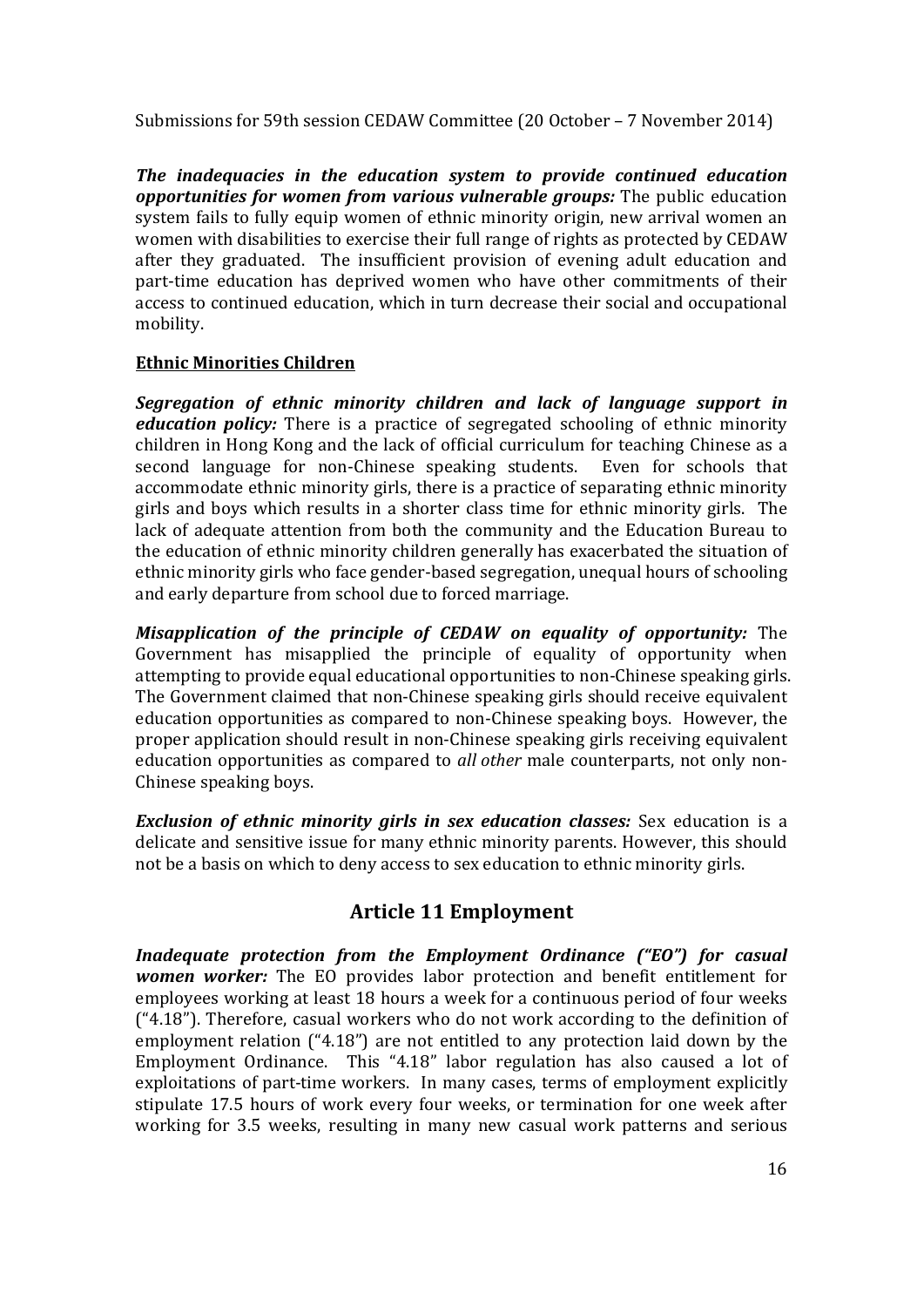***The inadequacies in the education system to provide continued education opportunities for women from various vulnerable groups:*** The public education system fails to fully equip women of ethnic minority origin, new arrival women an women with disabilities to exercise their full range of rights as protected by CEDAW after they graduated. The insufficient provision of evening adult education and part-time education has deprived women who have other commitments of their access to continued education, which in turn decrease their social and occupational mobility.

**Ethnic Minorities Children**

***Segregation of ethnic minority children and lack of language support in education policy:*** There is a practice of segregated schooling of ethnic minority children in Hong Kong and the lack of official curriculum for teaching Chinese as a second language for non-Chinese speaking students. Even for schools that accommodate ethnic minority girls, there is a practice of separating ethnic minority girls and boys which results in a shorter class time for ethnic minority girls. The lack of adequate attention from both the community and the Education Bureau to the education of ethnic minority children generally has exacerbated the situation of ethnic minority girls who face gender-based segregation, unequal hours of schooling and early departure from school due to forced marriage.

***Misapplication of the principle of CEDAW on equality of opportunity:*** The Government has misapplied the principle of equality of opportunity when attempting to provide equal educational opportunities to non-Chinese speaking girls. The Government claimed that non-Chinese speaking girls should receive equivalent education opportunities as compared to non-Chinese speaking boys. However, the proper application should result in non-Chinese speaking girls receiving equivalent education opportunities as compared to *all other* male counterparts, not only non-Chinese speaking boys.

***Exclusion of ethnic minority girls in sex education classes:*** Sex education is a delicate and sensitive issue for many ethnic minority parents. However, this should not be a basis on which to deny access to sex education to ethnic minority girls.

## Article 11 Employment

***Inadequate protection from the Employment Ordinance ("EO") for casual women worker:*** The EO provides labor protection and benefit entitlement for employees working at least 18 hours a week for a continuous period of four weeks ("4.18"). Therefore, casual workers who do not work according to the definition of employment relation ("4.18") are not entitled to any protection laid down by the Employment Ordinance. This "4.18" labor regulation has also caused a lot of exploitations of part-time workers. In many cases, terms of employment explicitly stipulate 17.5 hours of work every four weeks, or termination for one week after working for 3.5 weeks, resulting in many new casual work patterns and serious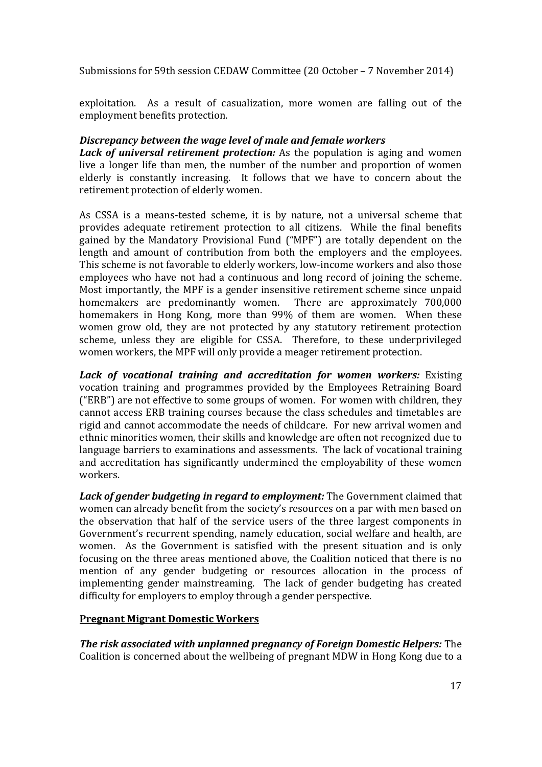exploitation. As a result of casualization, more women are falling out of the employment benefits protection.

***Discrepancy between the wage level of male and female workers***

***Lack of universal retirement protection:*** As the population is aging and women live a longer life than men, the number of the number and proportion of women elderly is constantly increasing. It follows that we have to concern about the retirement protection of elderly women.

As CSSA is a means-tested scheme, it is by nature, not a universal scheme that provides adequate retirement protection to all citizens. While the final benefits gained by the Mandatory Provisional Fund ("MPF") are totally dependent on the length and amount of contribution from both the employers and the employees. This scheme is not favorable to elderly workers, low-income workers and also those employees who have not had a continuous and long record of joining the scheme. Most importantly, the MPF is a gender insensitive retirement scheme since unpaid homemakers are predominantly women. There are approximately 700,000 homemakers in Hong Kong, more than 99% of them are women. When these women grow old, they are not protected by any statutory retirement protection scheme, unless they are eligible for CSSA. Therefore, to these underprivileged women workers, the MPF will only provide a meager retirement protection.

***Lack of vocational training and accreditation for women workers:*** Existing vocation training and programmes provided by the Employees Retraining Board ("ERB") are not effective to some groups of women. For women with children, they cannot access ERB training courses because the class schedules and timetables are rigid and cannot accommodate the needs of childcare. For new arrival women and ethnic minorities women, their skills and knowledge are often not recognized due to language barriers to examinations and assessments. The lack of vocational training and accreditation has significantly undermined the employability of these women workers.

***Lack of gender budgeting in regard to employment:*** The Government claimed that women can already benefit from the society's resources on a par with men based on the observation that half of the service users of the three largest components in Government's recurrent spending, namely education, social welfare and health, are women. As the Government is satisfied with the present situation and is only focusing on the three areas mentioned above, the Coalition noticed that there is no mention of any gender budgeting or resources allocation in the process of implementing gender mainstreaming. The lack of gender budgeting has created difficulty for employers to employ through a gender perspective.

**Pregnant Migrant Domestic Workers**

***The risk associated with unplanned pregnancy of Foreign Domestic Helpers:*** The Coalition is concerned about the wellbeing of pregnant MDW in Hong Kong due to a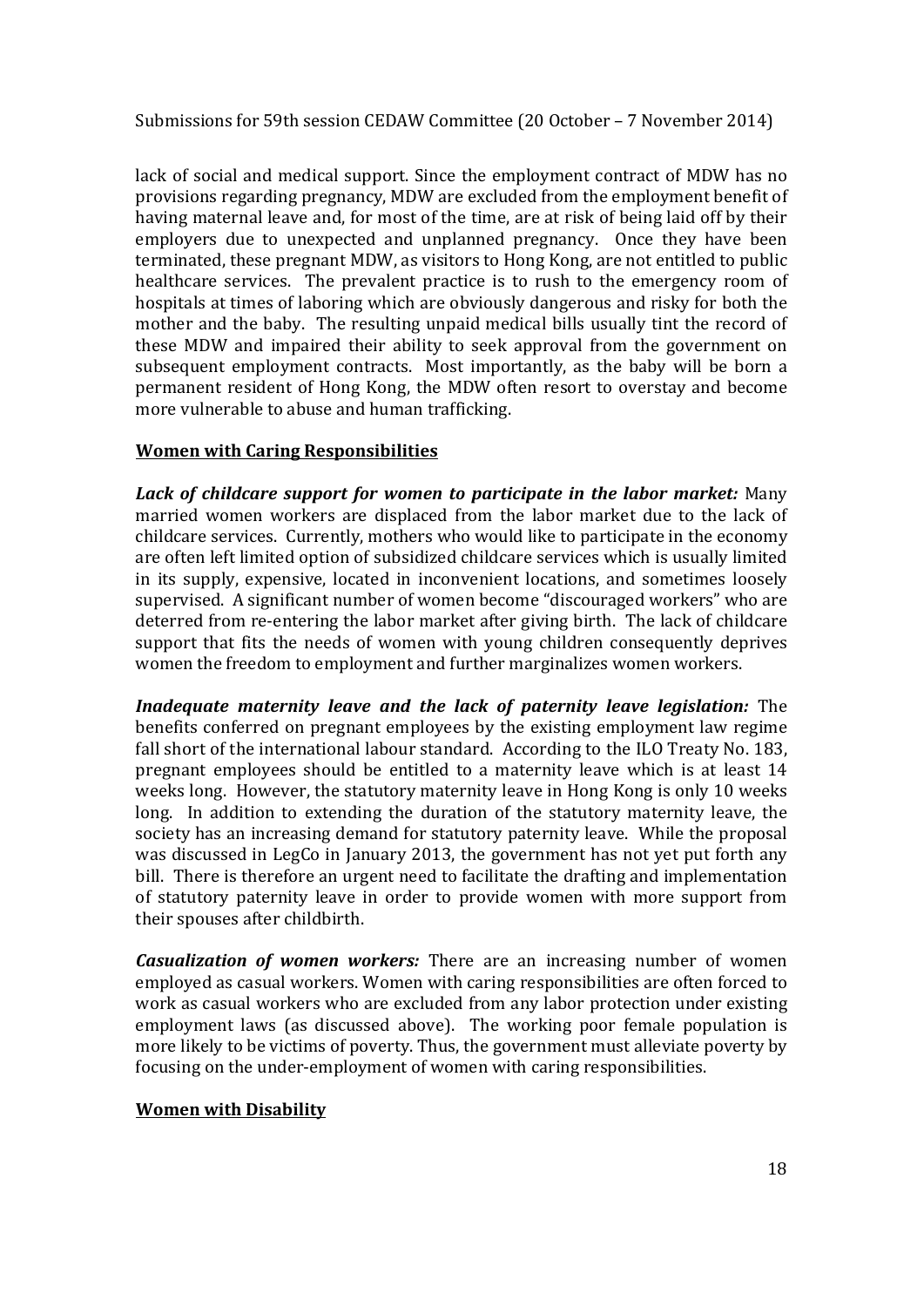lack of social and medical support. Since the employment contract of MDW has no provisions regarding pregnancy, MDW are excluded from the employment benefit of having maternal leave and, for most of the time, are at risk of being laid off by their employers due to unexpected and unplanned pregnancy. Once they have been terminated, these pregnant MDW, as visitors to Hong Kong, are not entitled to public healthcare services. The prevalent practice is to rush to the emergency room of hospitals at times of laboring which are obviously dangerous and risky for both the mother and the baby. The resulting unpaid medical bills usually tint the record of these MDW and impaired their ability to seek approval from the government on subsequent employment contracts. Most importantly, as the baby will be born a permanent resident of Hong Kong, the MDW often resort to overstay and become more vulnerable to abuse and human trafficking.

## Women with Caring Responsibilities

***Lack of childcare support for women to participate in the labor market:*** Many married women workers are displaced from the labor market due to the lack of childcare services. Currently, mothers who would like to participate in the economy are often left limited option of subsidized childcare services which is usually limited in its supply, expensive, located in inconvenient locations, and sometimes loosely supervised. A significant number of women become "discouraged workers" who are deterred from re-entering the labor market after giving birth. The lack of childcare support that fits the needs of women with young children consequently deprives women the freedom to employment and further marginalizes women workers.

***Inadequate maternity leave and the lack of paternity leave legislation:*** The benefits conferred on pregnant employees by the existing employment law regime fall short of the international labour standard. According to the ILO Treaty No. 183, pregnant employees should be entitled to a maternity leave which is at least 14 weeks long. However, the statutory maternity leave in Hong Kong is only 10 weeks long. In addition to extending the duration of the statutory maternity leave, the society has an increasing demand for statutory paternity leave. While the proposal was discussed in LegCo in January 2013, the government has not yet put forth any bill. There is therefore an urgent need to facilitate the drafting and implementation of statutory paternity leave in order to provide women with more support from their spouses after childbirth.

***Casualization of women workers:*** There are an increasing number of women employed as casual workers. Women with caring responsibilities are often forced to work as casual workers who are excluded from any labor protection under existing employment laws (as discussed above). The working poor female population is more likely to be victims of poverty. Thus, the government must alleviate poverty by focusing on the under-employment of women with caring responsibilities.

## Women with Disability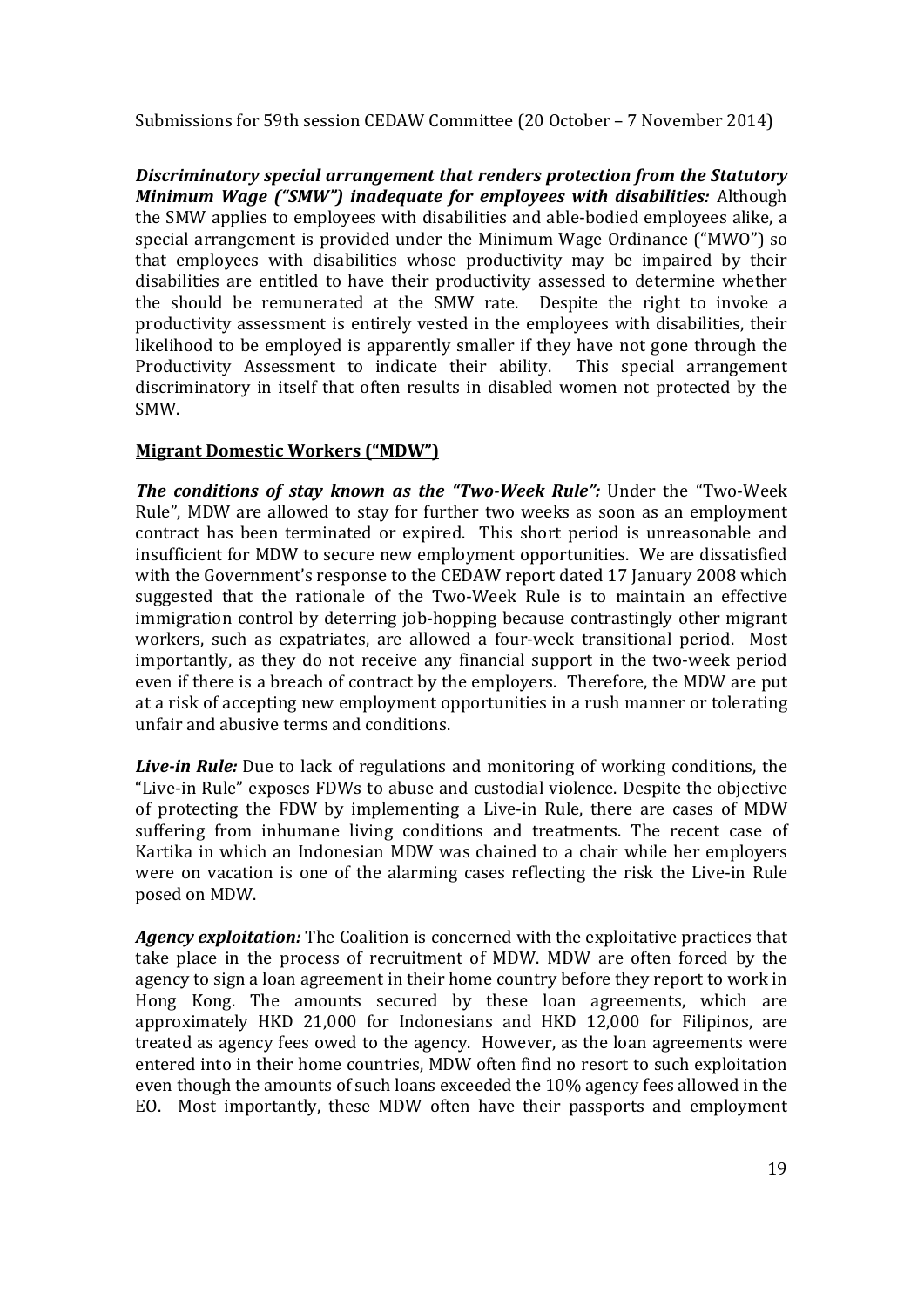*Discriminatory special arrangement that renders protection from the Statutory Minimum Wage ("SMW") inadequate for employees with disabilities:* Although the SMW applies to employees with disabilities and able-bodied employees alike, a special arrangement is provided under the Minimum Wage Ordinance ("MWO") so that employees with disabilities whose productivity may be impaired by their disabilities are entitled to have their productivity assessed to determine whether the should be remunerated at the SMW rate. Despite the right to invoke a productivity assessment is entirely vested in the employees with disabilities, their likelihood to be employed is apparently smaller if they have not gone through the Productivity Assessment to indicate their ability. This special arrangement discriminatory in itself that often results in disabled women not protected by the SMW.

**Migrant Domestic Workers ("MDW")**

*The conditions of stay known as the "Two-Week Rule":* Under the "Two-Week Rule", MDW are allowed to stay for further two weeks as soon as an employment contract has been terminated or expired. This short period is unreasonable and insufficient for MDW to secure new employment opportunities. We are dissatisfied with the Government's response to the CEDAW report dated 17 January 2008 which suggested that the rationale of the Two-Week Rule is to maintain an effective immigration control by deterring job-hopping because contrastingly other migrant workers, such as expatriates, are allowed a four-week transitional period. Most importantly, as they do not receive any financial support in the two-week period even if there is a breach of contract by the employers. Therefore, the MDW are put at a risk of accepting new employment opportunities in a rush manner or tolerating unfair and abusive terms and conditions.

*Live-in Rule:* Due to lack of regulations and monitoring of working conditions, the "Live-in Rule" exposes FDWs to abuse and custodial violence. Despite the objective of protecting the FDW by implementing a Live-in Rule, there are cases of MDW suffering from inhumane living conditions and treatments. The recent case of Kartika in which an Indonesian MDW was chained to a chair while her employers were on vacation is one of the alarming cases reflecting the risk the Live-in Rule posed on MDW.

*Agency exploitation:* The Coalition is concerned with the exploitative practices that take place in the process of recruitment of MDW. MDW are often forced by the agency to sign a loan agreement in their home country before they report to work in Hong Kong. The amounts secured by these loan agreements, which are approximately HKD 21,000 for Indonesians and HKD 12,000 for Filipinos, are treated as agency fees owed to the agency. However, as the loan agreements were entered into in their home countries, MDW often find no resort to such exploitation even though the amounts of such loans exceeded the 10% agency fees allowed in the EO. Most importantly, these MDW often have their passports and employment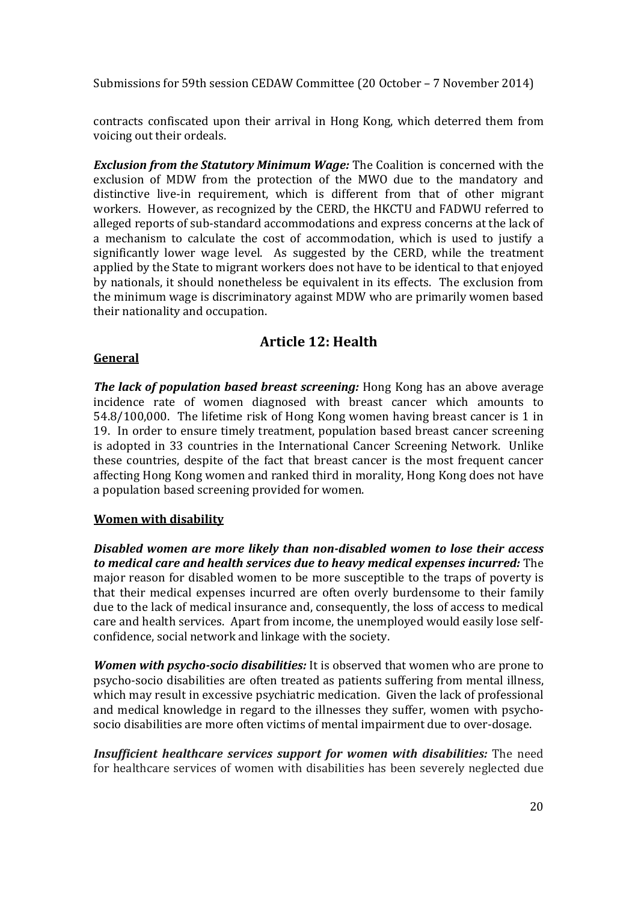contracts confiscated upon their arrival in Hong Kong, which deterred them from voicing out their ordeals.

***Exclusion from the Statutory Minimum Wage:*** The Coalition is concerned with the exclusion of MDW from the protection of the MWO due to the mandatory and distinctive live-in requirement, which is different from that of other migrant workers. However, as recognized by the CERD, the HKCTU and FADWU referred to alleged reports of sub-standard accommodations and express concerns at the lack of a mechanism to calculate the cost of accommodation, which is used to justify a significantly lower wage level. As suggested by the CERD, while the treatment applied by the State to migrant workers does not have to be identical to that enjoyed by nationals, it should nonetheless be equivalent in its effects. The exclusion from the minimum wage is discriminatory against MDW who are primarily women based their nationality and occupation.

## Article 12: Health

**General**

***The lack of population based breast screening:*** Hong Kong has an above average incidence rate of women diagnosed with breast cancer which amounts to 54.8/100,000. The lifetime risk of Hong Kong women having breast cancer is 1 in 19. In order to ensure timely treatment, population based breast cancer screening is adopted in 33 countries in the International Cancer Screening Network. Unlike these countries, despite of the fact that breast cancer is the most frequent cancer affecting Hong Kong women and ranked third in morality, Hong Kong does not have a population based screening provided for women.

**Women with disability**

***Disabled women are more likely than non-disabled women to lose their access to medical care and health services due to heavy medical expenses incurred:*** The major reason for disabled women to be more susceptible to the traps of poverty is that their medical expenses incurred are often overly burdensome to their family due to the lack of medical insurance and, consequently, the loss of access to medical care and health services. Apart from income, the unemployed would easily lose self-confidence, social network and linkage with the society.

***Women with psycho-socio disabilities:*** It is observed that women who are prone to psycho-socio disabilities are often treated as patients suffering from mental illness, which may result in excessive psychiatric medication. Given the lack of professional and medical knowledge in regard to the illnesses they suffer, women with psycho-socio disabilities are more often victims of mental impairment due to over-dosage.

***Insufficient healthcare services support for women with disabilities:*** The need for healthcare services of women with disabilities has been severely neglected due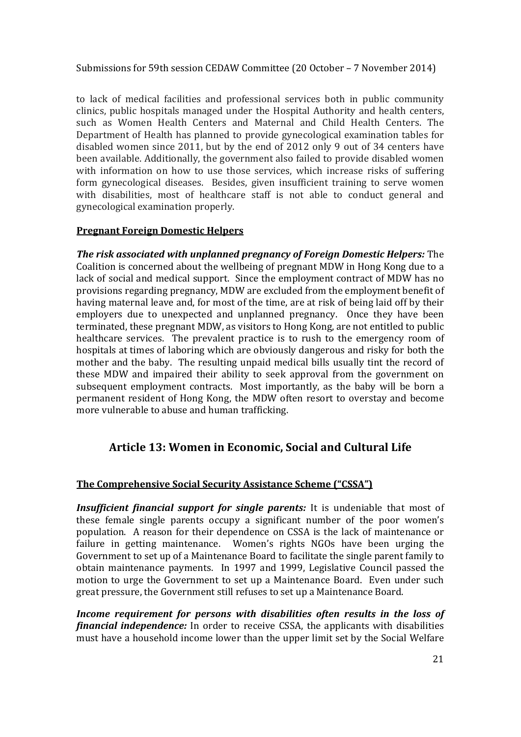to lack of medical facilities and professional services both in public community clinics, public hospitals managed under the Hospital Authority and health centers, such as Women Health Centers and Maternal and Child Health Centers. The Department of Health has planned to provide gynecological examination tables for disabled women since 2011, but by the end of 2012 only 9 out of 34 centers have been available. Additionally, the government also failed to provide disabled women with information on how to use those services, which increase risks of suffering form gynecological diseases. Besides, given insufficient training to serve women with disabilities, most of healthcare staff is not able to conduct general and gynecological examination properly.

**Pregnant Foreign Domestic Helpers**

***The risk associated with unplanned pregnancy of Foreign Domestic Helpers:*** The Coalition is concerned about the wellbeing of pregnant MDW in Hong Kong due to a lack of social and medical support. Since the employment contract of MDW has no provisions regarding pregnancy, MDW are excluded from the employment benefit of having maternal leave and, for most of the time, are at risk of being laid off by their employers due to unexpected and unplanned pregnancy. Once they have been terminated, these pregnant MDW, as visitors to Hong Kong, are not entitled to public healthcare services. The prevalent practice is to rush to the emergency room of hospitals at times of laboring which are obviously dangerous and risky for both the mother and the baby. The resulting unpaid medical bills usually tint the record of these MDW and impaired their ability to seek approval from the government on subsequent employment contracts. Most importantly, as the baby will be born a permanent resident of Hong Kong, the MDW often resort to overstay and become more vulnerable to abuse and human trafficking.

## Article 13: Women in Economic, Social and Cultural Life

**The Comprehensive Social Security Assistance Scheme ("CSSA")**

***Insufficient financial support for single parents:*** It is undeniable that most of these female single parents occupy a significant number of the poor women's population. A reason for their dependence on CSSA is the lack of maintenance or failure in getting maintenance. Women's rights NGOs have been urging the Government to set up of a Maintenance Board to facilitate the single parent family to obtain maintenance payments. In 1997 and 1999, Legislative Council passed the motion to urge the Government to set up a Maintenance Board. Even under such great pressure, the Government still refuses to set up a Maintenance Board.

***Income requirement for persons with disabilities often results in the loss of financial independence:*** In order to receive CSSA, the applicants with disabilities must have a household income lower than the upper limit set by the Social Welfare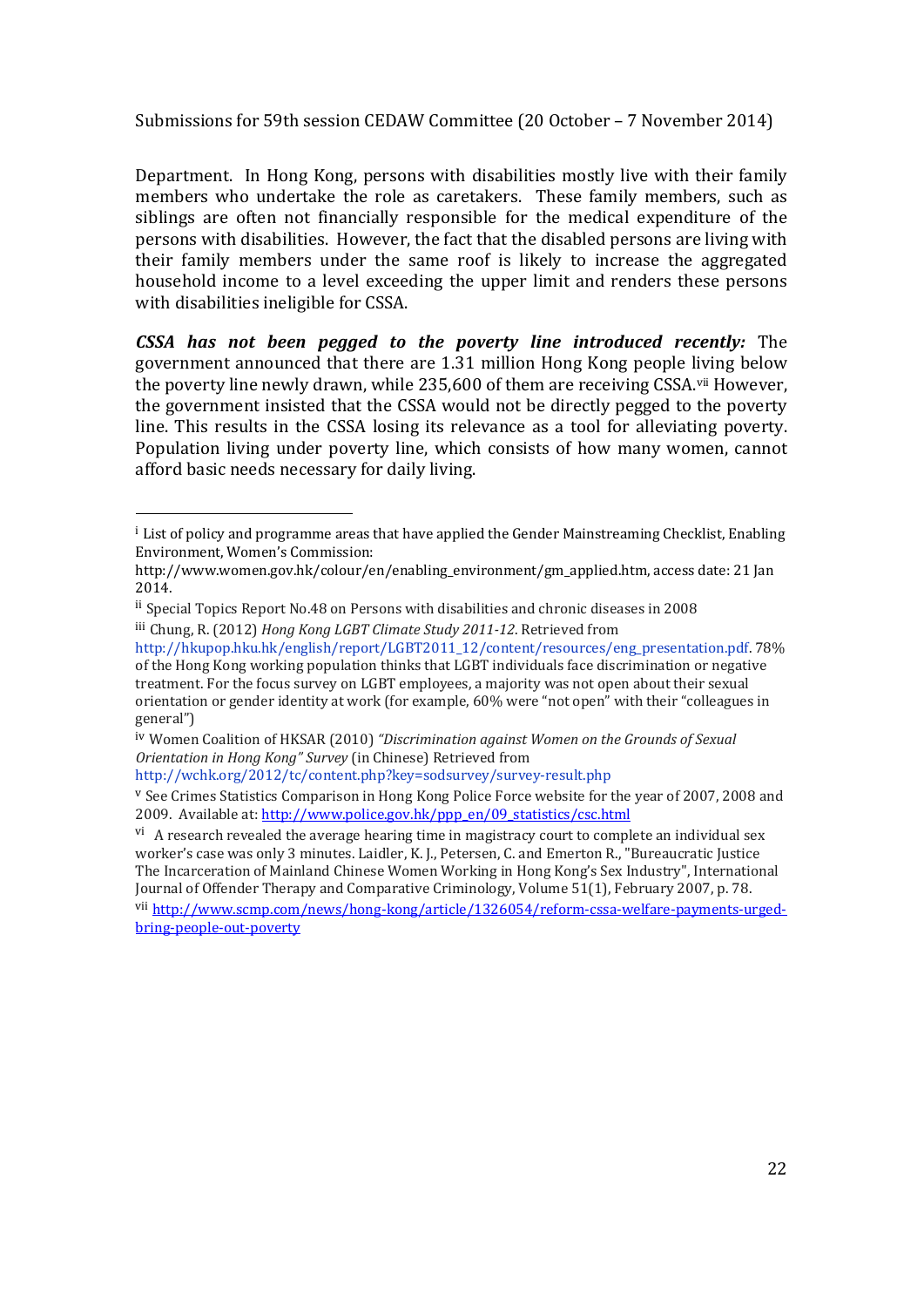Department. In Hong Kong, persons with disabilities mostly live with their family members who undertake the role as caretakers. These family members, such as siblings are often not financially responsible for the medical expenditure of the persons with disabilities. However, the fact that the disabled persons are living with their family members under the same roof is likely to increase the aggregated household income to a level exceeding the upper limit and renders these persons with disabilities ineligible for CSSA.

***CSSA has not been pegged to the poverty line introduced recently:*** The government announced that there are 1.31 million Hong Kong people living below the poverty line newly drawn, while 235,600 of them are receiving CSSA.[vii] However, the government insisted that the CSSA would not be directly pegged to the poverty line. This results in the CSSA losing its relevance as a tool for alleviating poverty. Population living under poverty line, which consists of how many women, cannot afford basic needs necessary for daily living.

---

[i] List of policy and programme areas that have applied the Gender Mainstreaming Checklist, Enabling Environment, Women's Commission: http://www.women.gov.hk/colour/en/enabling_environment/gm_applied.htm, access date: 21 Jan 2014.

[ii] Special Topics Report No.48 on Persons with disabilities and chronic diseases in 2008

[iii] Chung, R. (2012) *Hong Kong LGBT Climate Study 2011-12*. Retrieved from http://hkupop.hku.hk/english/report/LGBT2011_12/content/resources/eng_presentation.pdf. 78% of the Hong Kong working population thinks that LGBT individuals face discrimination or negative treatment. For the focus survey on LGBT employees, a majority was not open about their sexual orientation or gender identity at work (for example, 60% were "not open" with their "colleagues in general")

[iv] Women Coalition of HKSAR (2010) *"Discrimination against Women on the Grounds of Sexual Orientation in Hong Kong" Survey* (in Chinese) Retrieved from http://wchk.org/2012/tc/content.php?key=sodsurvey/survey-result.php

[v] See Crimes Statistics Comparison in Hong Kong Police Force website for the year of 2007, 2008 and 2009. Available at: http://www.police.gov.hk/ppp_en/09_statistics/csc.html

[vi] A research revealed the average hearing time in magistracy court to complete an individual sex worker's case was only 3 minutes. Laidler, K. J., Petersen, C. and Emerton R., "Bureaucratic Justice The Incarceration of Mainland Chinese Women Working in Hong Kong's Sex Industry", International Journal of Offender Therapy and Comparative Criminology, Volume 51(1), February 2007, p. 78.

[vii] http://www.scmp.com/news/hong-kong/article/1326054/reform-cssa-welfare-payments-urged-bring-people-out-poverty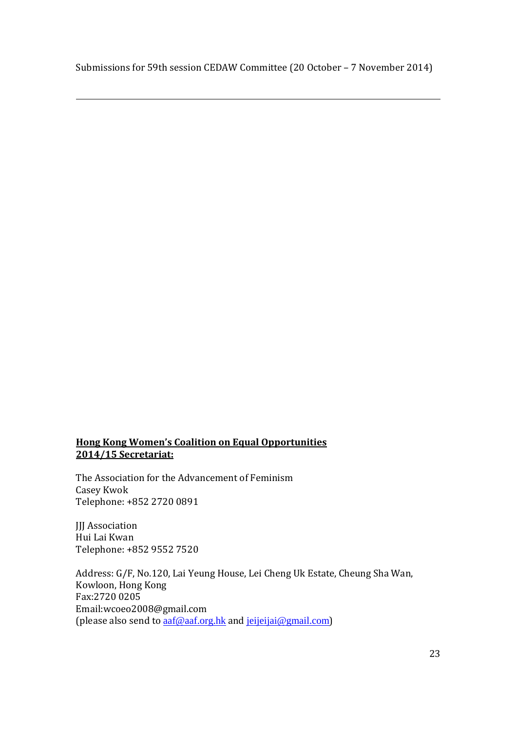Submissions for 59th session CEDAW Committee (20 October – 7 November 2014)

---

**<u>Hong Kong Women's Coalition on Equal Opportunities 2014/15 Secretariat:</u>**

The Association for the Advancement of Feminism
Casey Kwok
Telephone: +852 2720 0891

JJJ Association
Hui Lai Kwan
Telephone: +852 9552 7520

Address: G/F, No.120, Lai Yeung House, Lei Cheng Uk Estate, Cheung Sha Wan, Kowloon, Hong Kong
Fax:2720 0205
Email:wcoeo2008@gmail.com
(please also send to aaf@aaf.org.hk and jeijeijai@gmail.com)